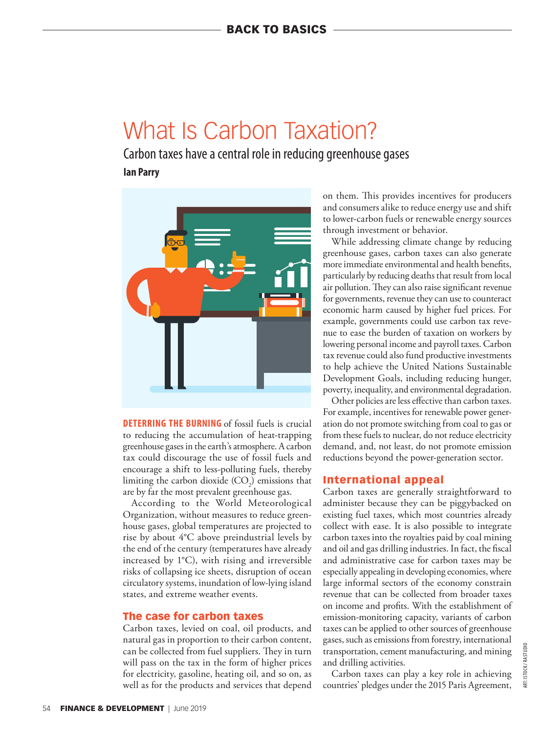# What Is Carbon Taxation?

## Carbon taxes have a central role in reducing greenhouse gases

**Ian Parry**

**DETERRING THE BURNING** of fossil fuels is crucial to reducing the accumulation of heat-trapping greenhouse gases in the earth's atmosphere. A carbon tax could discourage the use of fossil fuels and encourage a shift to less-polluting fuels, thereby limiting the carbon dioxide ($CO_2$) emissions that are by far the most prevalent greenhouse gas.

According to the World Meteorological Organization, without measures to reduce greenhouse gases, global temperatures are projected to rise by about 4°C above preindustrial levels by the end of the century (temperatures have already increased by 1°C), with rising and irreversible risks of collapsing ice sheets, disruption of ocean circulatory systems, inundation of low-lying island states, and extreme weather events.

### The case for carbon taxes

Carbon taxes, levied on coal, oil products, and natural gas in proportion to their carbon content, can be collected from fuel suppliers. They in turn will pass on the tax in the form of higher prices for electricity, gasoline, heating oil, and so on, as well as for the products and services that depend on them. This provides incentives for producers and consumers alike to reduce energy use and shift to lower-carbon fuels or renewable energy sources through investment or behavior.

While addressing climate change by reducing greenhouse gases, carbon taxes can also generate more immediate environmental and health benefits, particularly by reducing deaths that result from local air pollution. They can also raise significant revenue for governments, revenue they can use to counteract economic harm caused by higher fuel prices. For example, governments could use carbon tax revenue to ease the burden of taxation on workers by lowering personal income and payroll taxes. Carbon tax revenue could also fund productive investments to help achieve the United Nations Sustainable Development Goals, including reducing hunger, poverty, inequality, and environmental degradation.

Other policies are less effective than carbon taxes. For example, incentives for renewable power generation do not promote switching from coal to gas or from these fuels to nuclear, do not reduce electricity demand, and, not least, do not promote emission reductions beyond the power-generation sector.

### International appeal

Carbon taxes are generally straightforward to administer because they can be piggybacked on existing fuel taxes, which most countries already collect with ease. It is also possible to integrate carbon taxes into the royalties paid by coal mining and oil and gas drilling industries. In fact, the fiscal and administrative case for carbon taxes may be especially appealing in developing economies, where large informal sectors of the economy constrain revenue that can be collected from broader taxes on income and profits. With the establishment of emission-monitoring capacity, variants of carbon taxes can be applied to other sources of greenhouse gases, such as emissions from forestry, international transportation, cement manufacturing, and mining and drilling activities.

Carbon taxes can play a key role in achieving countries' pledges under the 2015 Paris Agreement,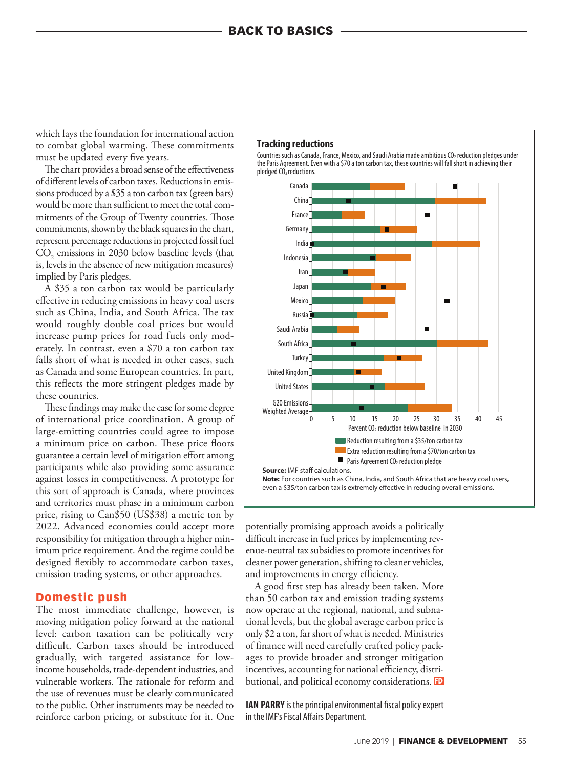which lays the foundation for international action to combat global warming. These commitments must be updated every five years.

The chart provides a broad sense of the effectiveness of different levels of carbon taxes. Reductions in emissions produced by a $35 a ton carbon tax (green bars) would be more than sufficient to meet the total commitments of the Group of Twenty countries. Those commitments, shown by the black squares in the chart, represent percentage reductions in projected fossil fuel $CO_2$ emissions in 2030 below baseline levels (that is, levels in the absence of new mitigation measures) implied by Paris pledges.

A $35 a ton carbon tax would be particularly effective in reducing emissions in heavy coal users such as China, India, and South Africa. The tax would roughly double coal prices but would increase pump prices for road fuels only moderately. In contrast, even a $70 a ton carbon tax falls short of what is needed in other cases, such as Canada and some European countries. In part, this reflects the more stringent pledges made by these countries.

These findings may make the case for some degree of international price coordination. A group of large-emitting countries could agree to impose a minimum price on carbon. These price floors guarantee a certain level of mitigation effort among participants while also providing some assurance against losses in competitiveness. A prototype for this sort of approach is Canada, where provinces and territories must phase in a minimum carbon price, rising to Can$50 (US$38) a metric ton by 2022. Advanced economies could accept more responsibility for mitigation through a higher minimum price requirement. And the regime could be designed flexibly to accommodate carbon taxes, emission trading systems, or other approaches.

**Tracking reductions**

Countries such as Canada, France, Mexico, and Saudi Arabia made ambitious $CO_2$ reduction pledges under the Paris Agreement. Even with a $70 a ton carbon tax, these countries will fall short in achieving their pledged $CO_2$ reductions.

Canada
China
France
Germany
India
Indonesia
Iran
Japan
Mexico
Russia
Saudi Arabia
South Africa
Turkey
United Kingdom
United States
G20 Emissions Weighted Average

0 5 10 15 20 25 30 35 40 45

Percent $CO_2$ reduction below baseline in 2030

Reduction resulting from a $35/ton carbon tax
Extra reduction resulting from a $70/ton carbon tax
Paris Agreement $CO_2$ reduction pledge

**Source:** IMF staff calculations.
**Note:** For countries such as China, India, and South Africa that are heavy coal users, even a $35/ton carbon tax is extremely effective in reducing overall emissions.

## Domestic push

The most immediate challenge, however, is moving mitigation policy forward at the national level: carbon taxation can be politically very difficult. Carbon taxes should be introduced gradually, with targeted assistance for low-income households, trade-dependent industries, and vulnerable workers. The rationale for reform and the use of revenues must be clearly communicated to the public. Other instruments may be needed to reinforce carbon pricing, or substitute for it. One potentially promising approach avoids a politically difficult increase in fuel prices by implementing revenue-neutral tax subsidies to promote incentives for cleaner power generation, shifting to cleaner vehicles, and improvements in energy efficiency.

A good first step has already been taken. More than 50 carbon tax and emission trading systems now operate at the regional, national, and subnational levels, but the global average carbon price is only $2 a ton, far short of what is needed. Ministries of finance will need carefully crafted policy packages to provide broader and stronger mitigation incentives, accounting for national efficiency, distributional, and political economy considerations.

**IAN PARRY** is the principal environmental fiscal policy expert in the IMF's Fiscal Affairs Department.